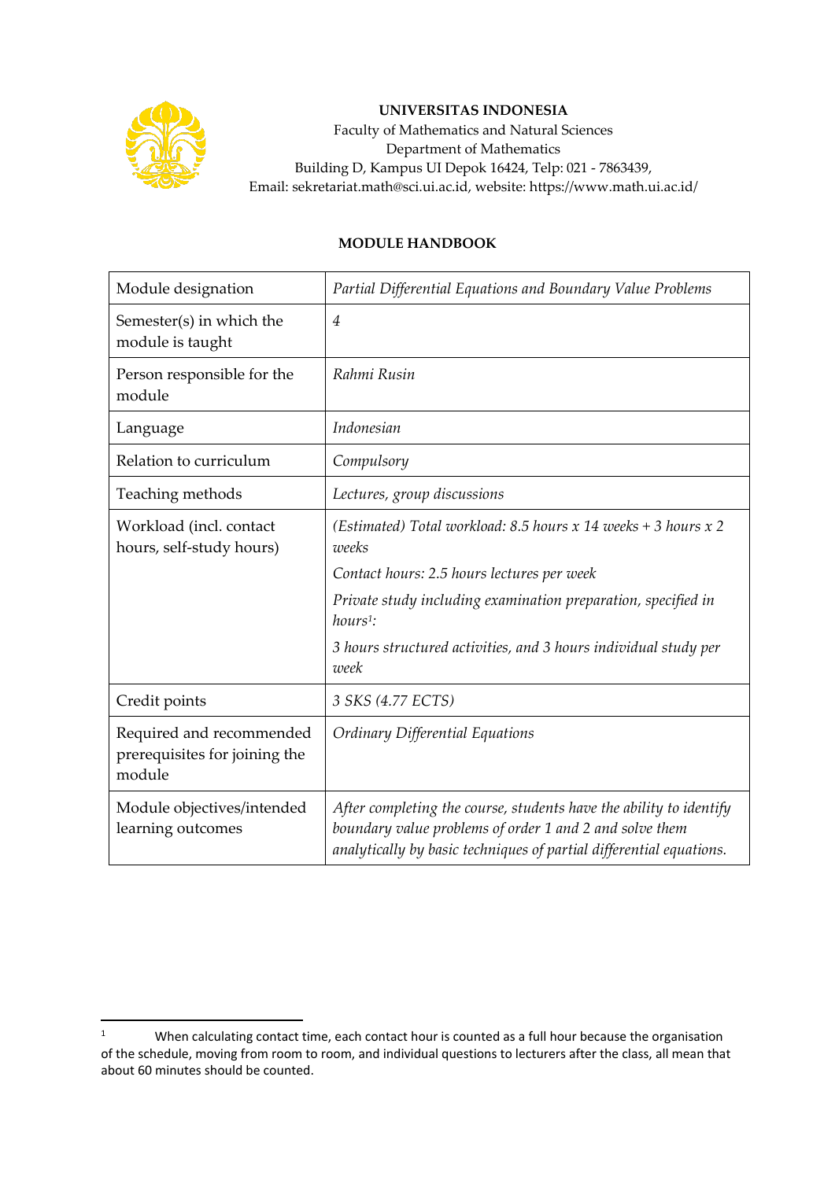**UNIVERSITAS INDONESIA**
Faculty of Mathematics and Natural Sciences
Department of Mathematics
Building D, Kampus UI Depok 16424, Telp: 021 - 7863439,
Email: sekretariat.math@sci.ui.ac.id, website: https://www.math.ui.ac.id/

**MODULE HANDBOOK**

| | |
|---|---|
| Module designation | *Partial Differential Equations and Boundary Value Problems* |
| Semester(s) in which the module is taught | *4* |
| Person responsible for the module | *Rahmi Rusin* |
| Language | *Indonesian* |
| Relation to curriculum | *Compulsory* |
| Teaching methods | *Lectures, group discussions* |
| Workload (incl. contact hours, self-study hours) | *(Estimated) Total workload: 8.5 hours x 14 weeks + 3 hours x 2 weeks*<br>*Contact hours: 2.5 hours lectures per week*<br>*Private study including examination preparation, specified in hours*[1]*:*<br>*3 hours structured activities, and 3 hours individual study per week* |
| Credit points | *3 SKS (4.77 ECTS)* |
| Required and recommended prerequisites for joining the module | *Ordinary Differential Equations* |
| Module objectives/intended learning outcomes | *After completing the course, students have the ability to identify boundary value problems of order 1 and 2 and solve them analytically by basic techniques of partial differential equations.* |

[1] When calculating contact time, each contact hour is counted as a full hour because the organisation of the schedule, moving from room to room, and individual questions to lecturers after the class, all mean that about 60 minutes should be counted.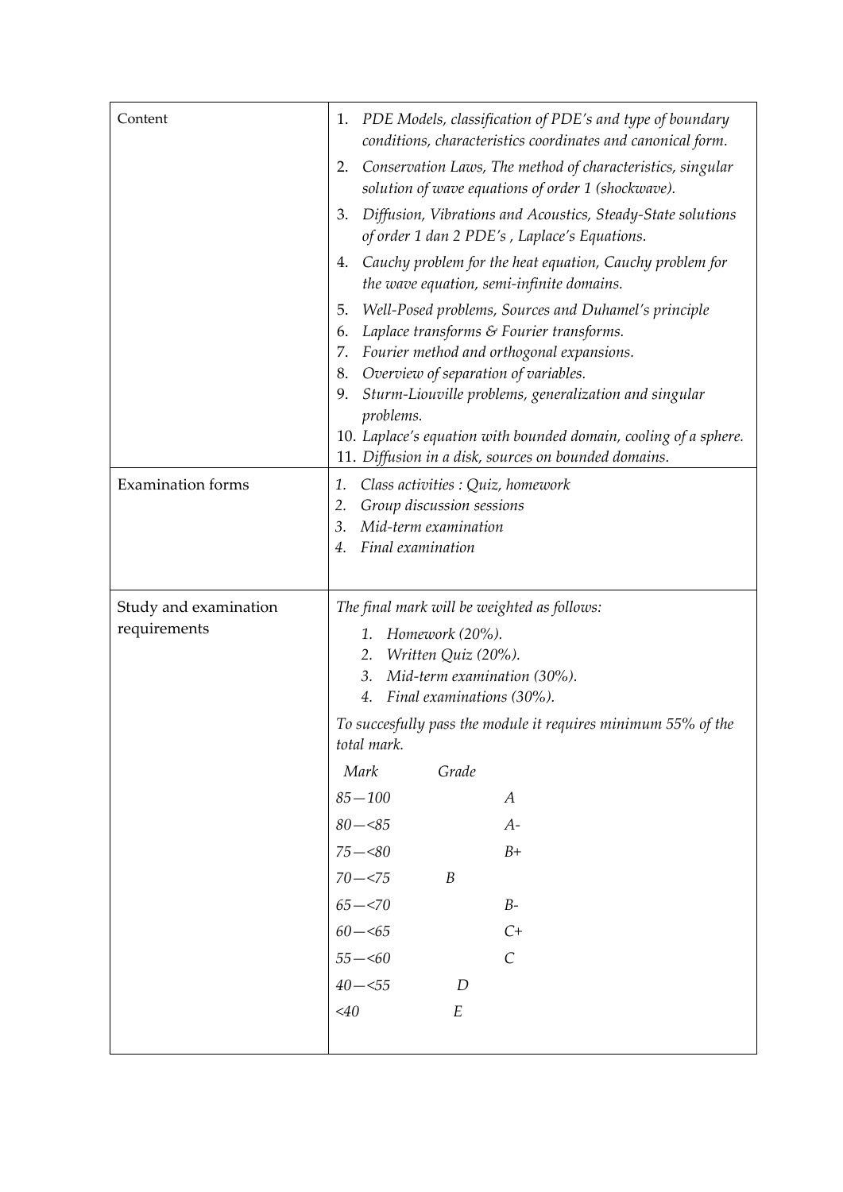| | |
|---|---|
| Content | 1. *PDE Models, classification of PDE's and type of boundary conditions, characteristics coordinates and canonical form.*<br>2. *Conservation Laws, The method of characteristics, singular solution of wave equations of order 1 (shockwave).*<br>3. *Diffusion, Vibrations and Acoustics, Steady-State solutions of order 1 dan 2 PDE's , Laplace's Equations.*<br>4. *Cauchy problem for the heat equation, Cauchy problem for the wave equation, semi-infinite domains.*<br>5. *Well-Posed problems, Sources and Duhamel's principle*<br>6. *Laplace transforms & Fourier transforms.*<br>7. *Fourier method and orthogonal expansions.*<br>8. *Overview of separation of variables.*<br>9. *Sturm-Liouville problems, generalization and singular problems.*<br>10. *Laplace's equation with bounded domain, cooling of a sphere.*<br>11. *Diffusion in a disk, sources on bounded domains.* |
| Examination forms | 1. *Class activities : Quiz, homework*<br>2. *Group discussion sessions*<br>3. *Mid-term examination*<br>4. *Final examination* |
| Study and examination requirements | *The final mark will be weighted as follows:*<br>1. *Homework (20%).*<br>2. *Written Quiz (20%).*<br>3. *Mid-term examination (30%).*<br>4. *Final examinations (30%).*<br>*To succesfully pass the module it requires minimum 55% of the total mark.*<br>*Mark* — *Grade*<br>*85—100* — *A*<br>*80—<85* — *A-*<br>*75—<80* — *B+*<br>*70—<75* — *B*<br>*65—<70* — *B-*<br>*60—<65* — *C+*<br>*55—<60* — *C*<br>*40—<55* — *D*<br>*<40* — *E* |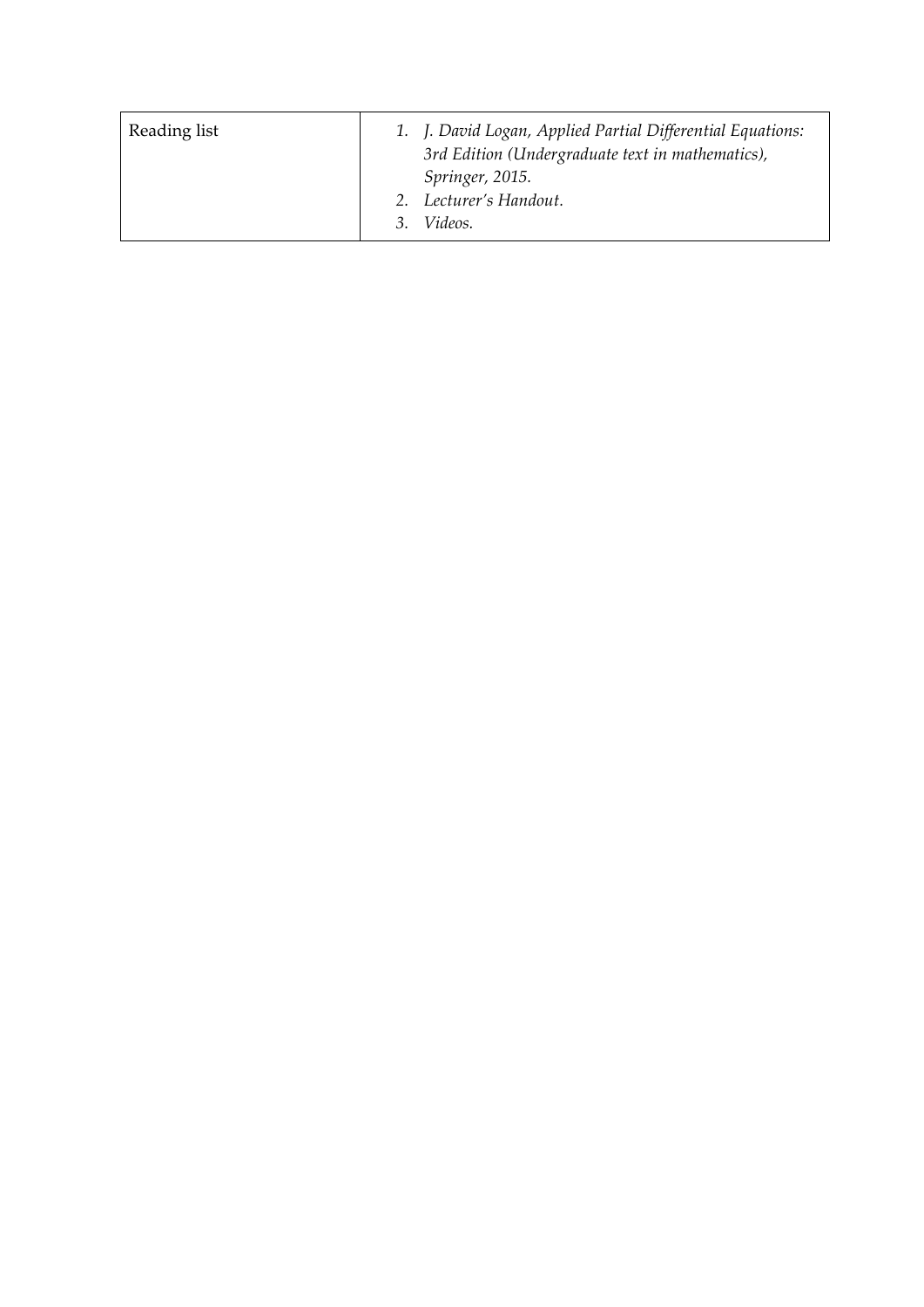| | |
|---|---|
| Reading list | 1. *J. David Logan, Applied Partial Differential Equations: 3rd Edition (Undergraduate text in mathematics), Springer, 2015.*<br>2. *Lecturer's Handout.*<br>3. *Videos.* |